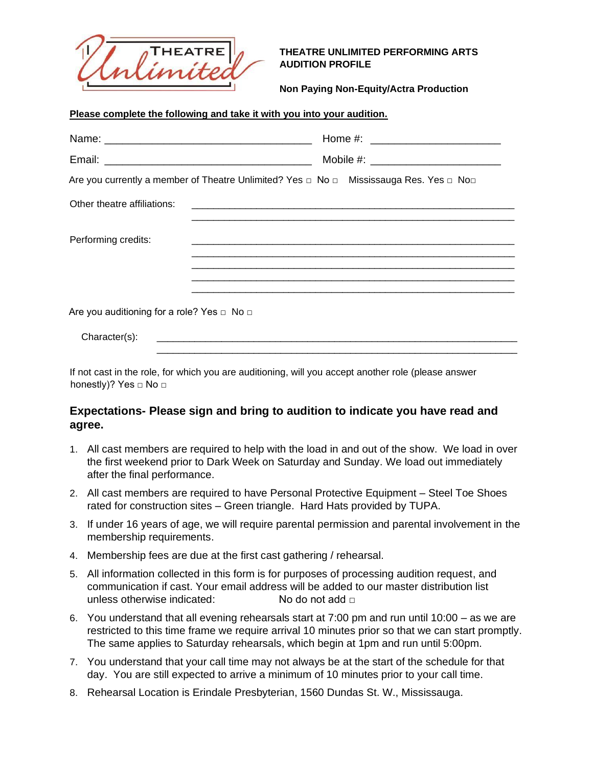**THEATRE UNLIMITED PERFORMING ARTS AUDITION PROFILE**

**Non Paying Non-Equity/Actra Production**

**Please complete the following and take it with you into your audition.**

Name: ________________________________ Home #: ____________________

Email: ________________________________ Mobile #: ____________________

Are you currently a member of Theatre Unlimited? Yes □ No □ Mississauga Res. Yes □ No□

Other theatre affiliations: ________________________________________________________

________________________________________________________

Performing credits: ________________________________________________________

________________________________________________________

________________________________________________________

________________________________________________________

________________________________________________________

Are you auditioning for a role? Yes □ No □

Character(s): ________________________________________________________

________________________________________________________

If not cast in the role, for which you are auditioning, will you accept another role (please answer honestly)? Yes □ No □

### Expectations- Please sign and bring to audition to indicate you have read and agree.

1. All cast members are required to help with the load in and out of the show. We load in over the first weekend prior to Dark Week on Saturday and Sunday. We load out immediately after the final performance.
2. All cast members are required to have Personal Protective Equipment – Steel Toe Shoes rated for construction sites – Green triangle. Hard Hats provided by TUPA.
3. If under 16 years of age, we will require parental permission and parental involvement in the membership requirements.
4. Membership fees are due at the first cast gathering / rehearsal.
5. All information collected in this form is for purposes of processing audition request, and communication if cast. Your email address will be added to our master distribution list unless otherwise indicated: No do not add □
6. You understand that all evening rehearsals start at 7:00 pm and run until 10:00 – as we are restricted to this time frame we require arrival 10 minutes prior so that we can start promptly. The same applies to Saturday rehearsals, which begin at 1pm and run until 5:00pm.
7. You understand that your call time may not always be at the start of the schedule for that day. You are still expected to arrive a minimum of 10 minutes prior to your call time.
8. Rehearsal Location is Erindale Presbyterian, 1560 Dundas St. W., Mississauga.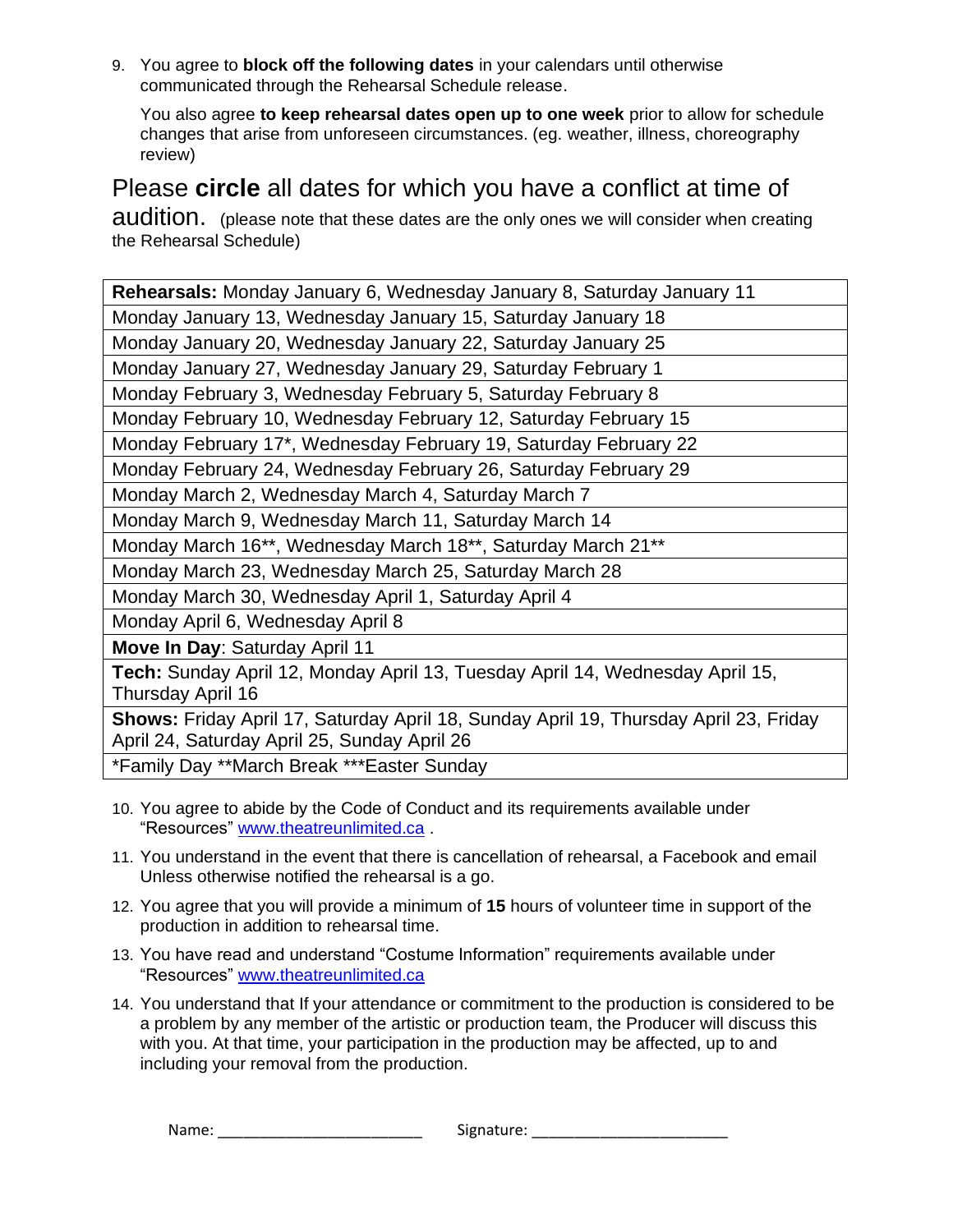9. You agree to **block off the following dates** in your calendars until otherwise communicated through the Rehearsal Schedule release.

   You also agree **to keep rehearsal dates open up to one week** prior to allow for schedule changes that arise from unforeseen circumstances. (eg. weather, illness, choreography review)

Please **circle** all dates for which you have a conflict at time of audition. (please note that these dates are the only ones we will consider when creating the Rehearsal Schedule)

| **Rehearsals:** Monday January 6, Wednesday January 8, Saturday January 11 |
|---|
| Monday January 13, Wednesday January 15, Saturday January 18 |
| Monday January 20, Wednesday January 22, Saturday January 25 |
| Monday January 27, Wednesday January 29, Saturday February 1 |
| Monday February 3, Wednesday February 5, Saturday February 8 |
| Monday February 10, Wednesday February 12, Saturday February 15 |
| Monday February 17*, Wednesday February 19, Saturday February 22 |
| Monday February 24, Wednesday February 26, Saturday February 29 |
| Monday March 2, Wednesday March 4, Saturday March 7 |
| Monday March 9, Wednesday March 11, Saturday March 14 |
| Monday March 16**, Wednesday March 18**, Saturday March 21** |
| Monday March 23, Wednesday March 25, Saturday March 28 |
| Monday March 30, Wednesday April 1, Saturday April 4 |
| Monday April 6, Wednesday April 8 |
| **Move In Day**: Saturday April 11 |
| **Tech:** Sunday April 12, Monday April 13, Tuesday April 14, Wednesday April 15, Thursday April 16 |
| **Shows:** Friday April 17, Saturday April 18, Sunday April 19, Thursday April 23, Friday April 24, Saturday April 25, Sunday April 26 |
| *Family Day **March Break ***Easter Sunday |

10. You agree to abide by the Code of Conduct and its requirements available under "Resources" [www.theatreunlimited.ca](http://www.theatreunlimited.ca) .
11. You understand in the event that there is cancellation of rehearsal, a Facebook and email Unless otherwise notified the rehearsal is a go.
12. You agree that you will provide a minimum of **15** hours of volunteer time in support of the production in addition to rehearsal time.
13. You have read and understand "Costume Information" requirements available under "Resources" [www.theatreunlimited.ca](http://www.theatreunlimited.ca)
14. You understand that If your attendance or commitment to the production is considered to be a problem by any member of the artistic or production team, the Producer will discuss this with you. At that time, your participation in the production may be affected, up to and including your removal from the production.

Name: ________________________ Signature: ______________________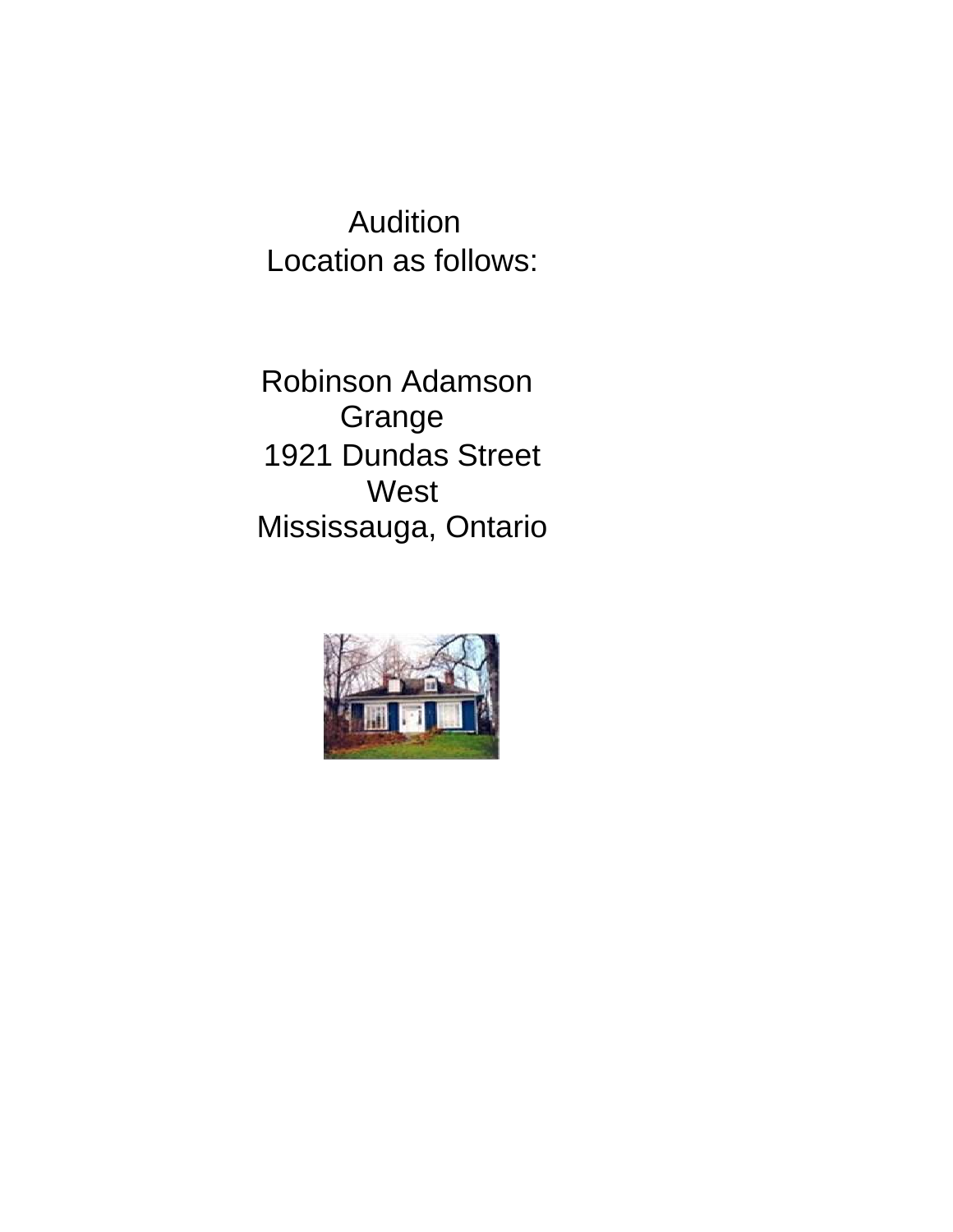Audition
Location as follows:

Robinson Adamson
Grange
1921 Dundas Street
West
Mississauga, Ontario